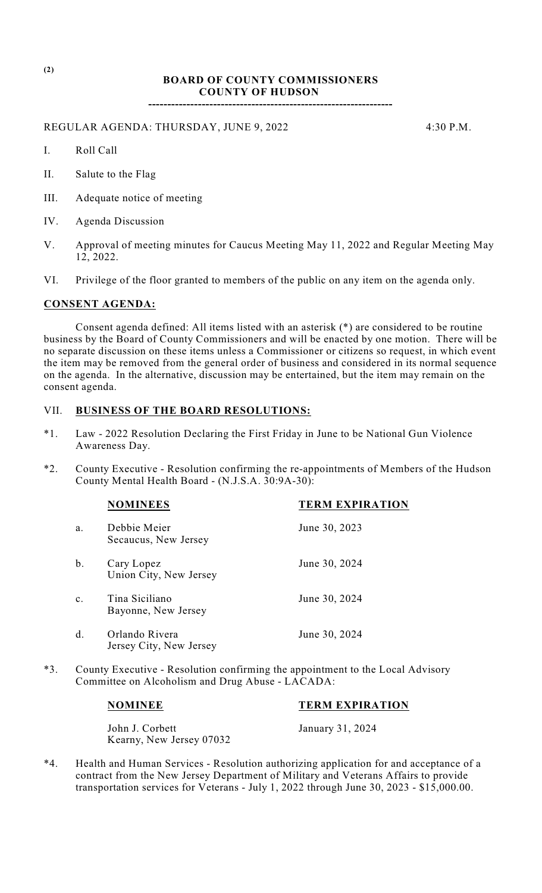(2)

**BOARD OF COUNTY COMMISSIONERS**
**COUNTY OF HUDSON**

---

REGULAR AGENDA: THURSDAY, JUNE 9, 2022 4:30 P.M.

I. Roll Call

II. Salute to the Flag

III. Adequate notice of meeting

IV. Agenda Discussion

V. Approval of meeting minutes for Caucus Meeting May 11, 2022 and Regular Meeting May 12, 2022.

VI. Privilege of the floor granted to members of the public on any item on the agenda only.

**CONSENT AGENDA:**

Consent agenda defined: All items listed with an asterisk (*) are considered to be routine business by the Board of County Commissioners and will be enacted by one motion. There will be no separate discussion on these items unless a Commissioner or citizens so request, in which event the item may be removed from the general order of business and considered in its normal sequence on the agenda. In the alternative, discussion may be entertained, but the item may remain on the consent agenda.

VII. **BUSINESS OF THE BOARD RESOLUTIONS:**

*1. Law - 2022 Resolution Declaring the First Friday in June to be National Gun Violence Awareness Day.

*2. County Executive - Resolution confirming the re-appointments of Members of the Hudson County Mental Health Board - (N.J.S.A. 30:9A-30):

| | NOMINEES | TERM EXPIRATION |
|---|---|---|
| a. | Debbie Meier<br>Secaucus, New Jersey | June 30, 2023 |
| b. | Cary Lopez<br>Union City, New Jersey | June 30, 2024 |
| c. | Tina Siciliano<br>Bayonne, New Jersey | June 30, 2024 |
| d. | Orlando Rivera<br>Jersey City, New Jersey | June 30, 2024 |

*3. County Executive - Resolution confirming the appointment to the Local Advisory Committee on Alcoholism and Drug Abuse - LACADA:

| NOMINEE | TERM EXPIRATION |
|---|---|
| John J. Corbett<br>Kearny, New Jersey 07032 | January 31, 2024 |

*4. Health and Human Services - Resolution authorizing application for and acceptance of a contract from the New Jersey Department of Military and Veterans Affairs to provide transportation services for Veterans - July 1, 2022 through June 30, 2023 - $15,000.00.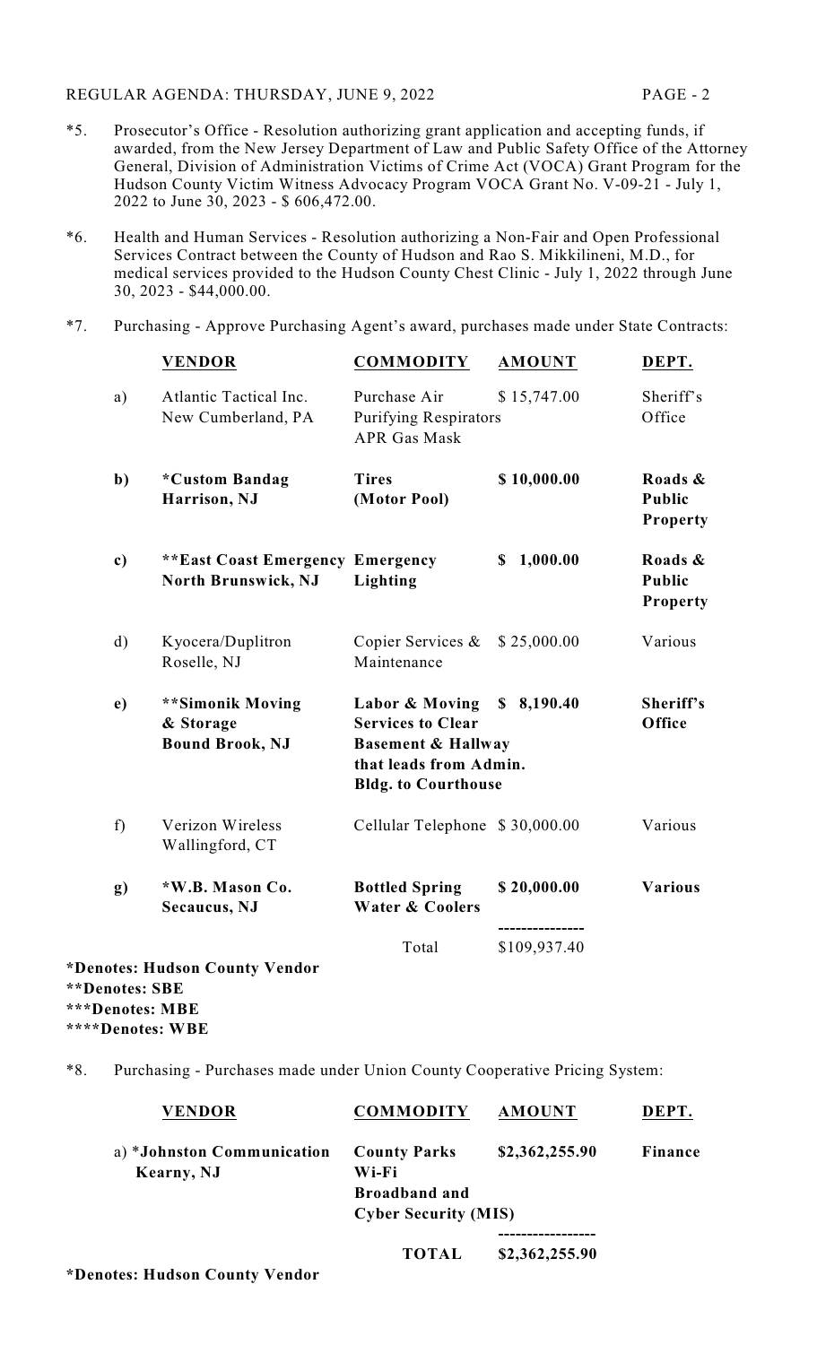*5. Prosecutor's Office - Resolution authorizing grant application and accepting funds, if awarded, from the New Jersey Department of Law and Public Safety Office of the Attorney General, Division of Administration Victims of Crime Act (VOCA) Grant Program for the Hudson County Victim Witness Advocacy Program VOCA Grant No. V-09-21 - July 1, 2022 to June 30, 2023 - $ 606,472.00.

*6. Health and Human Services - Resolution authorizing a Non-Fair and Open Professional Services Contract between the County of Hudson and Rao S. Mikkilineni, M.D., for medical services provided to the Hudson County Chest Clinic - July 1, 2022 through June 30, 2023 - $44,000.00.

*7. Purchasing - Approve Purchasing Agent's award, purchases made under State Contracts:

| | VENDOR | COMMODITY | AMOUNT | DEPT. |
|---|---|---|---|---|
| a) | Atlantic Tactical Inc. New Cumberland, PA | Purchase Air Purifying Respirators APR Gas Mask | $ 15,747.00 | Sheriff's Office |
| **b)** | **\*Custom Bandag Harrison, NJ** | **Tires (Motor Pool)** | **$ 10,000.00** | **Roads & Public Property** |
| **c)** | **\*\*East Coast Emergency North Brunswick, NJ** | **Emergency Lighting** | **$ 1,000.00** | **Roads & Public Property** |
| d) | Kyocera/Duplitron Roselle, NJ | Copier Services & Maintenance | $ 25,000.00 | Various |
| **e)** | **\*\*Simonik Moving & Storage Bound Brook, NJ** | **Labor & Moving Services to Clear Basement & Hallway that leads from Admin. Bldg. to Courthouse** | **$ 8,190.40** | **Sheriff's Office** |
| f) | Verizon Wireless Wallingford, CT | Cellular Telephone | $ 30,000.00 | Various |
| **g)** | **\*W.B. Mason Co. Secaucus, NJ** | **Bottled Spring Water & Coolers** | **$ 20,000.00** | **Various** |
| | | Total | $109,937.40 | |

**\*Denotes: Hudson County Vendor**
**\*\*Denotes: SBE**
**\*\*\*Denotes: MBE**
**\*\*\*\*Denotes: WBE**

*8. Purchasing - Purchases made under Union County Cooperative Pricing System:

| VENDOR | COMMODITY | AMOUNT | DEPT. |
|---|---|---|---|
| a) **\*Johnston Communication Kearny, NJ** | **County Parks Wi-Fi Broadband and Cyber Security (MIS)** | **$2,362,255.90** | **Finance** |
| | **TOTAL** | **$2,362,255.90** | |

**\*Denotes: Hudson County Vendor**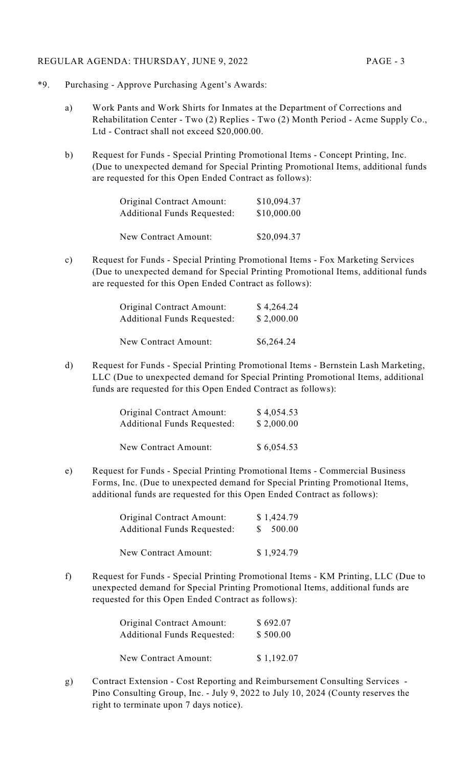*9. Purchasing - Approve Purchasing Agent's Awards:

a) Work Pants and Work Shirts for Inmates at the Department of Corrections and Rehabilitation Center - Two (2) Replies - Two (2) Month Period - Acme Supply Co., Ltd - Contract shall not exceed $20,000.00.

b) Request for Funds - Special Printing Promotional Items - Concept Printing, Inc. (Due to unexpected demand for Special Printing Promotional Items, additional funds are requested for this Open Ended Contract as follows):

| | |
|---|---|
| Original Contract Amount: | $10,094.37 |
| Additional Funds Requested: | $10,000.00 |
| New Contract Amount: | $20,094.37 |

c) Request for Funds - Special Printing Promotional Items - Fox Marketing Services (Due to unexpected demand for Special Printing Promotional Items, additional funds are requested for this Open Ended Contract as follows):

| | |
|---|---|
| Original Contract Amount: | $ 4,264.24 |
| Additional Funds Requested: | $ 2,000.00 |
| New Contract Amount: | $6,264.24 |

d) Request for Funds - Special Printing Promotional Items - Bernstein Lash Marketing, LLC (Due to unexpected demand for Special Printing Promotional Items, additional funds are requested for this Open Ended Contract as follows):

| | |
|---|---|
| Original Contract Amount: | $ 4,054.53 |
| Additional Funds Requested: | $ 2,000.00 |
| New Contract Amount: | $ 6,054.53 |

e) Request for Funds - Special Printing Promotional Items - Commercial Business Forms, Inc. (Due to unexpected demand for Special Printing Promotional Items, additional funds are requested for this Open Ended Contract as follows):

| | |
|---|---|
| Original Contract Amount: | $ 1,424.79 |
| Additional Funds Requested: | $ 500.00 |
| New Contract Amount: | $ 1,924.79 |

f) Request for Funds - Special Printing Promotional Items - KM Printing, LLC (Due to unexpected demand for Special Printing Promotional Items, additional funds are requested for this Open Ended Contract as follows):

| | |
|---|---|
| Original Contract Amount: | $ 692.07 |
| Additional Funds Requested: | $ 500.00 |
| New Contract Amount: | $ 1,192.07 |

g) Contract Extension - Cost Reporting and Reimbursement Consulting Services - Pino Consulting Group, Inc. - July 9, 2022 to July 10, 2024 (County reserves the right to terminate upon 7 days notice).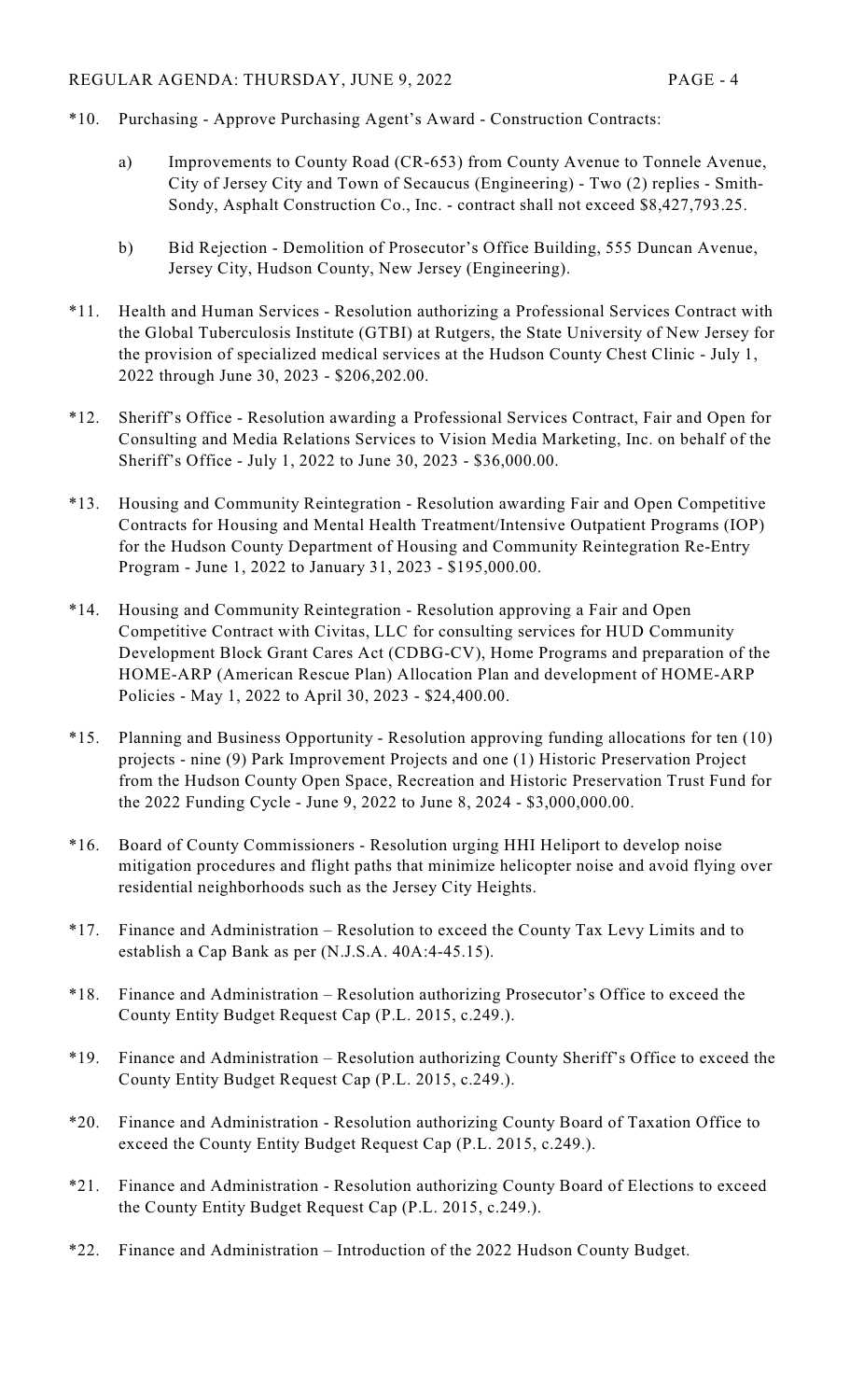\*10. Purchasing - Approve Purchasing Agent's Award - Construction Contracts:

  a) Improvements to County Road (CR-653) from County Avenue to Tonnele Avenue, City of Jersey City and Town of Secaucus (Engineering) - Two (2) replies - Smith-Sondy, Asphalt Construction Co., Inc. - contract shall not exceed $8,427,793.25.

  b) Bid Rejection - Demolition of Prosecutor's Office Building, 555 Duncan Avenue, Jersey City, Hudson County, New Jersey (Engineering).

\*11. Health and Human Services - Resolution authorizing a Professional Services Contract with the Global Tuberculosis Institute (GTBI) at Rutgers, the State University of New Jersey for the provision of specialized medical services at the Hudson County Chest Clinic - July 1, 2022 through June 30, 2023 - $206,202.00.

\*12. Sheriff's Office - Resolution awarding a Professional Services Contract, Fair and Open for Consulting and Media Relations Services to Vision Media Marketing, Inc. on behalf of the Sheriff's Office - July 1, 2022 to June 30, 2023 - $36,000.00.

\*13. Housing and Community Reintegration - Resolution awarding Fair and Open Competitive Contracts for Housing and Mental Health Treatment/Intensive Outpatient Programs (IOP) for the Hudson County Department of Housing and Community Reintegration Re-Entry Program - June 1, 2022 to January 31, 2023 - $195,000.00.

\*14. Housing and Community Reintegration - Resolution approving a Fair and Open Competitive Contract with Civitas, LLC for consulting services for HUD Community Development Block Grant Cares Act (CDBG-CV), Home Programs and preparation of the HOME-ARP (American Rescue Plan) Allocation Plan and development of HOME-ARP Policies - May 1, 2022 to April 30, 2023 - $24,400.00.

\*15. Planning and Business Opportunity - Resolution approving funding allocations for ten (10) projects - nine (9) Park Improvement Projects and one (1) Historic Preservation Project from the Hudson County Open Space, Recreation and Historic Preservation Trust Fund for the 2022 Funding Cycle - June 9, 2022 to June 8, 2024 - $3,000,000.00.

\*16. Board of County Commissioners - Resolution urging HHI Heliport to develop noise mitigation procedures and flight paths that minimize helicopter noise and avoid flying over residential neighborhoods such as the Jersey City Heights.

\*17. Finance and Administration – Resolution to exceed the County Tax Levy Limits and to establish a Cap Bank as per (N.J.S.A. 40A:4-45.15).

\*18. Finance and Administration – Resolution authorizing Prosecutor's Office to exceed the County Entity Budget Request Cap (P.L. 2015, c.249.).

\*19. Finance and Administration – Resolution authorizing County Sheriff's Office to exceed the County Entity Budget Request Cap (P.L. 2015, c.249.).

\*20. Finance and Administration - Resolution authorizing County Board of Taxation Office to exceed the County Entity Budget Request Cap (P.L. 2015, c.249.).

\*21. Finance and Administration - Resolution authorizing County Board of Elections to exceed the County Entity Budget Request Cap (P.L. 2015, c.249.).

\*22. Finance and Administration – Introduction of the 2022 Hudson County Budget.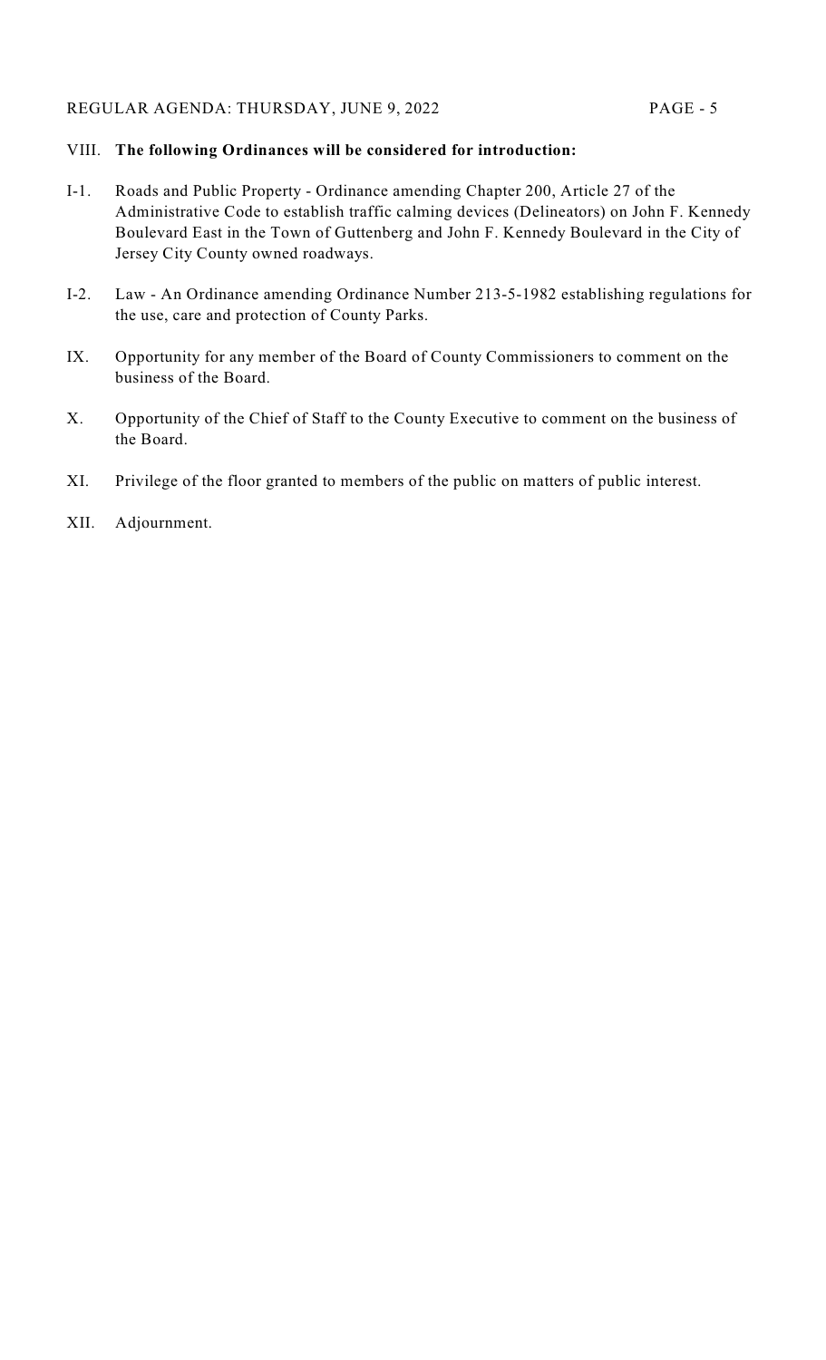VIII. **The following Ordinances will be considered for introduction:**

I-1. Roads and Public Property - Ordinance amending Chapter 200, Article 27 of the Administrative Code to establish traffic calming devices (Delineators) on John F. Kennedy Boulevard East in the Town of Guttenberg and John F. Kennedy Boulevard in the City of Jersey City County owned roadways.

I-2. Law - An Ordinance amending Ordinance Number 213-5-1982 establishing regulations for the use, care and protection of County Parks.

IX. Opportunity for any member of the Board of County Commissioners to comment on the business of the Board.

X. Opportunity of the Chief of Staff to the County Executive to comment on the business of the Board.

XI. Privilege of the floor granted to members of the public on matters of public interest.

XII. Adjournment.